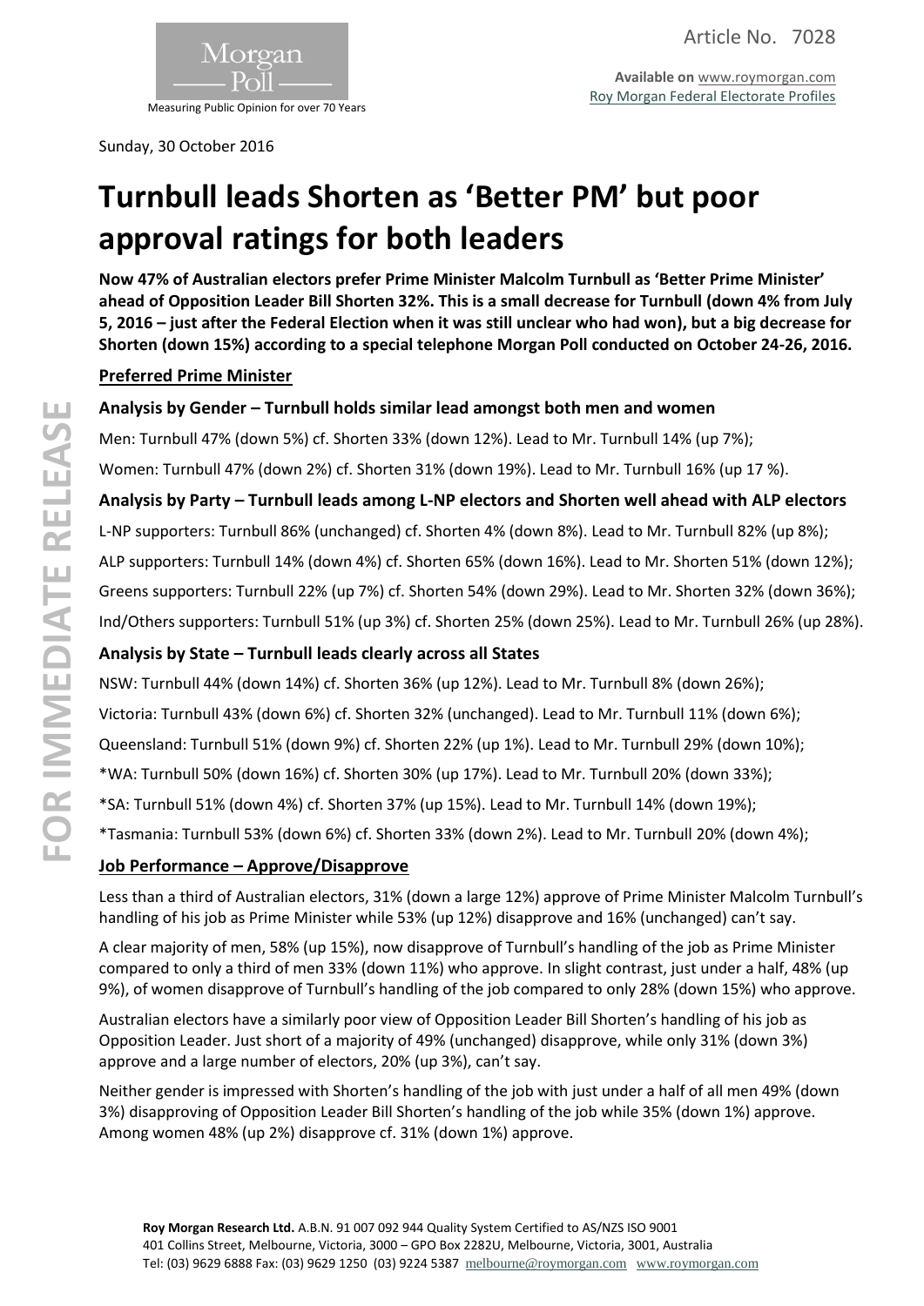Article No. 7028

**Available on** www.roymorgan.com
Roy Morgan Federal Electorate Profiles

Sunday, 30 October 2016

# Turnbull leads Shorten as 'Better PM' but poor approval ratings for both leaders

**Now 47% of Australian electors prefer Prime Minister Malcolm Turnbull as 'Better Prime Minister' ahead of Opposition Leader Bill Shorten 32%. This is a small decrease for Turnbull (down 4% from July 5, 2016 – just after the Federal Election when it was still unclear who had won), but a big decrease for Shorten (down 15%) according to a special telephone Morgan Poll conducted on October 24-26, 2016.**

## Preferred Prime Minister

### Analysis by Gender – Turnbull holds similar lead amongst both men and women

Men: Turnbull 47% (down 5%) cf. Shorten 33% (down 12%). Lead to Mr. Turnbull 14% (up 7%);

Women: Turnbull 47% (down 2%) cf. Shorten 31% (down 19%). Lead to Mr. Turnbull 16% (up 17 %).

### Analysis by Party – Turnbull leads among L-NP electors and Shorten well ahead with ALP electors

L-NP supporters: Turnbull 86% (unchanged) cf. Shorten 4% (down 8%). Lead to Mr. Turnbull 82% (up 8%);

ALP supporters: Turnbull 14% (down 4%) cf. Shorten 65% (down 16%). Lead to Mr. Shorten 51% (down 12%);

Greens supporters: Turnbull 22% (up 7%) cf. Shorten 54% (down 29%). Lead to Mr. Shorten 32% (down 36%);

Ind/Others supporters: Turnbull 51% (up 3%) cf. Shorten 25% (down 25%). Lead to Mr. Turnbull 26% (up 28%).

### Analysis by State – Turnbull leads clearly across all States

NSW: Turnbull 44% (down 14%) cf. Shorten 36% (up 12%). Lead to Mr. Turnbull 8% (down 26%);

Victoria: Turnbull 43% (down 6%) cf. Shorten 32% (unchanged). Lead to Mr. Turnbull 11% (down 6%);

Queensland: Turnbull 51% (down 9%) cf. Shorten 22% (up 1%). Lead to Mr. Turnbull 29% (down 10%);

*WA: Turnbull 50% (down 16%) cf. Shorten 30% (up 17%). Lead to Mr. Turnbull 20% (down 33%);

*SA: Turnbull 51% (down 4%) cf. Shorten 37% (up 15%). Lead to Mr. Turnbull 14% (down 19%);

*Tasmania: Turnbull 53% (down 6%) cf. Shorten 33% (down 2%). Lead to Mr. Turnbull 20% (down 4%);

## Job Performance – Approve/Disapprove

Less than a third of Australian electors, 31% (down a large 12%) approve of Prime Minister Malcolm Turnbull's handling of his job as Prime Minister while 53% (up 12%) disapprove and 16% (unchanged) can't say.

A clear majority of men, 58% (up 15%), now disapprove of Turnbull's handling of the job as Prime Minister compared to only a third of men 33% (down 11%) who approve. In slight contrast, just under a half, 48% (up 9%), of women disapprove of Turnbull's handling of the job compared to only 28% (down 15%) who approve.

Australian electors have a similarly poor view of Opposition Leader Bill Shorten's handling of his job as Opposition Leader. Just short of a majority of 49% (unchanged) disapprove, while only 31% (down 3%) approve and a large number of electors, 20% (up 3%), can't say.

Neither gender is impressed with Shorten's handling of the job with just under a half of all men 49% (down 3%) disapproving of Opposition Leader Bill Shorten's handling of the job while 35% (down 1%) approve. Among women 48% (up 2%) disapprove cf. 31% (down 1%) approve.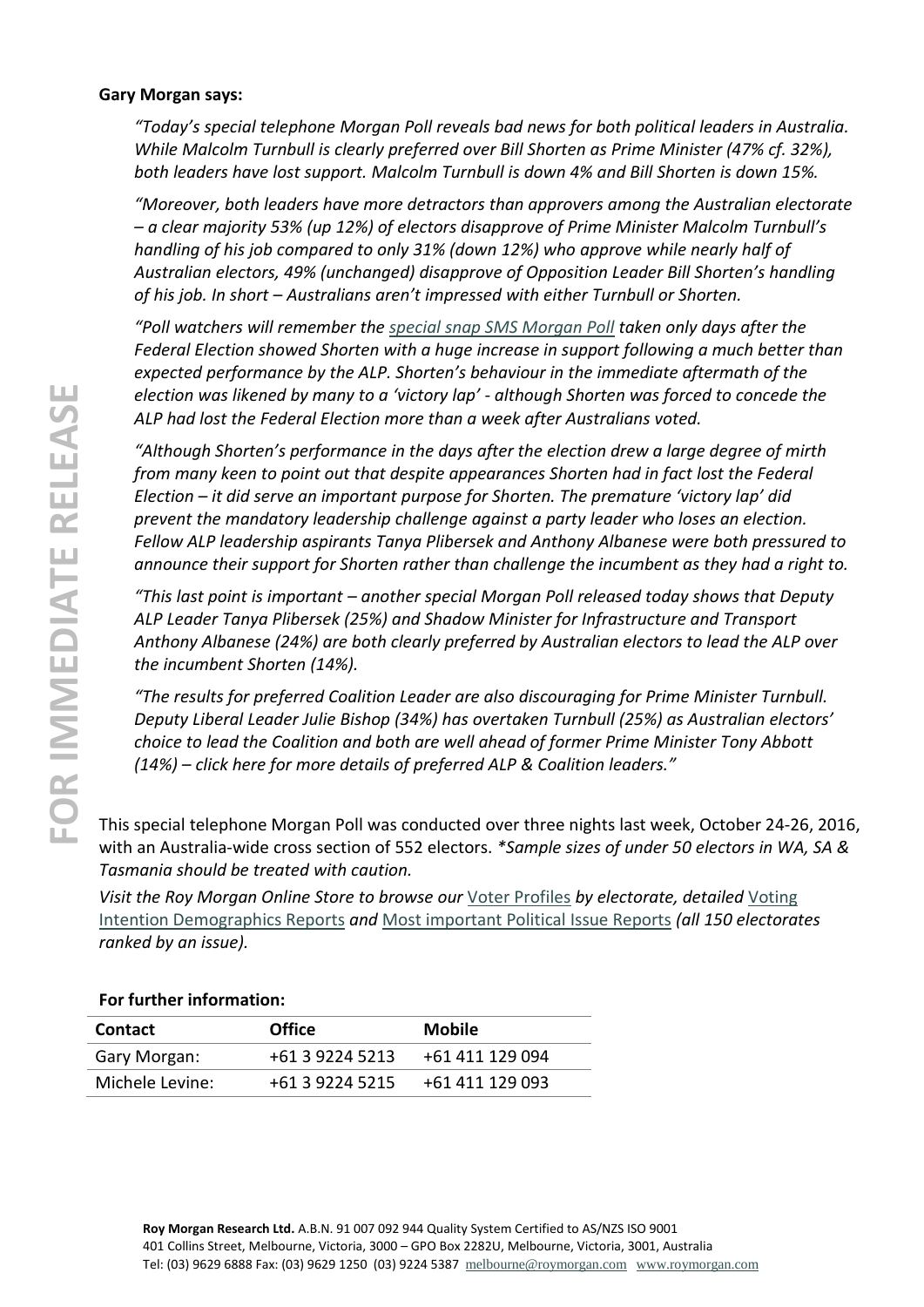**Gary Morgan says:**

*"Today's special telephone Morgan Poll reveals bad news for both political leaders in Australia. While Malcolm Turnbull is clearly preferred over Bill Shorten as Prime Minister (47% cf. 32%), both leaders have lost support. Malcolm Turnbull is down 4% and Bill Shorten is down 15%.*

*"Moreover, both leaders have more detractors than approvers among the Australian electorate – a clear majority 53% (up 12%) of electors disapprove of Prime Minister Malcolm Turnbull's handling of his job compared to only 31% (down 12%) who approve while nearly half of Australian electors, 49% (unchanged) disapprove of Opposition Leader Bill Shorten's handling of his job. In short – Australians aren't impressed with either Turnbull or Shorten.*

*"Poll watchers will remember the special snap SMS Morgan Poll taken only days after the Federal Election showed Shorten with a huge increase in support following a much better than expected performance by the ALP. Shorten's behaviour in the immediate aftermath of the election was likened by many to a 'victory lap' - although Shorten was forced to concede the ALP had lost the Federal Election more than a week after Australians voted.*

*"Although Shorten's performance in the days after the election drew a large degree of mirth from many keen to point out that despite appearances Shorten had in fact lost the Federal Election – it did serve an important purpose for Shorten. The premature 'victory lap' did prevent the mandatory leadership challenge against a party leader who loses an election. Fellow ALP leadership aspirants Tanya Plibersek and Anthony Albanese were both pressured to announce their support for Shorten rather than challenge the incumbent as they had a right to.*

*"This last point is important – another special Morgan Poll released today shows that Deputy ALP Leader Tanya Plibersek (25%) and Shadow Minister for Infrastructure and Transport Anthony Albanese (24%) are both clearly preferred by Australian electors to lead the ALP over the incumbent Shorten (14%).*

*"The results for preferred Coalition Leader are also discouraging for Prime Minister Turnbull. Deputy Liberal Leader Julie Bishop (34%) has overtaken Turnbull (25%) as Australian electors' choice to lead the Coalition and both are well ahead of former Prime Minister Tony Abbott (14%) – click here for more details of preferred ALP & Coalition leaders."*

This special telephone Morgan Poll was conducted over three nights last week, October 24-26, 2016, with an Australia-wide cross section of 552 electors. *\*Sample sizes of under 50 electors in WA, SA & Tasmania should be treated with caution.*

*Visit the Roy Morgan Online Store to browse our* Voter Profiles *by electorate, detailed* Voting Intention Demographics Reports *and* Most important Political Issue Reports *(all 150 electorates ranked by an issue).*

**For further information:**

| Contact | Office | Mobile |
|---|---|---|
| Gary Morgan: | +61 3 9224 5213 | +61 411 129 094 |
| Michele Levine: | +61 3 9224 5215 | +61 411 129 093 |

**Roy Morgan Research Ltd.** A.B.N. 91 007 092 944 Quality System Certified to AS/NZS ISO 9001
401 Collins Street, Melbourne, Victoria, 3000 – GPO Box 2282U, Melbourne, Victoria, 3001, Australia
Tel: (03) 9629 6888 Fax: (03) 9629 1250 (03) 9224 5387 melbourne@roymorgan.com www.roymorgan.com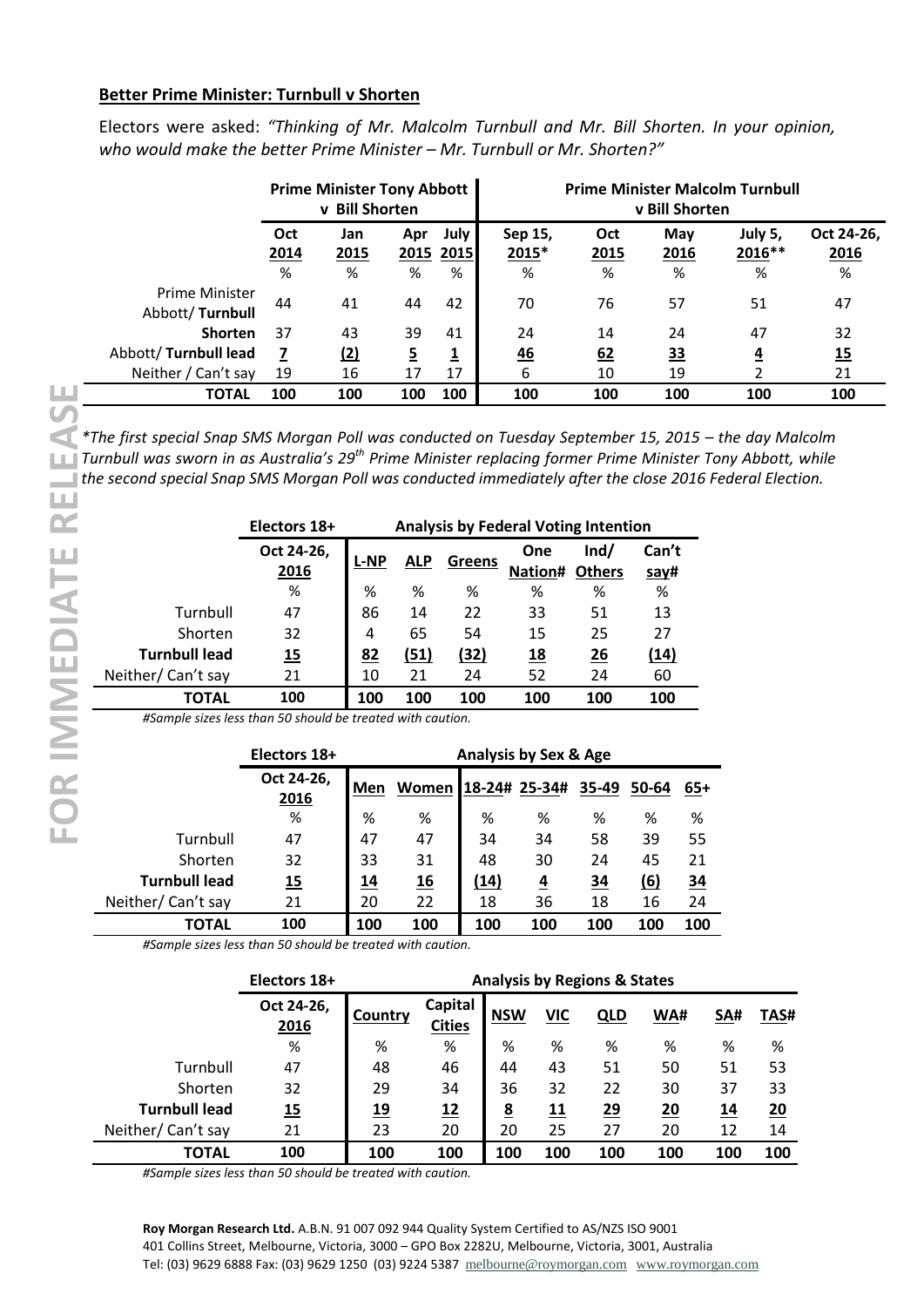**Better Prime Minister: Turnbull v Shorten**

Electors were asked: *"Thinking of Mr. Malcolm Turnbull and Mr. Bill Shorten. In your opinion, who would make the better Prime Minister – Mr. Turnbull or Mr. Shorten?"*

| | Prime Minister Tony Abbott v Bill Shorten | | | | Prime Minister Malcolm Turnbull v Bill Shorten | | | | |
|---|---|---|---|---|---|---|---|---|---|
| | Oct 2014 | Jan 2015 | Apr 2015 | July 2015 | Sep 15, 2015* | Oct 2015 | May 2016 | July 5, 2016** | Oct 24-26, 2016 |
| | % | % | % | % | % | % | % | % | % |
| Prime Minister Abbott/ **Turnbull** | 44 | 41 | 44 | 42 | 70 | 76 | 57 | 51 | 47 |
| **Shorten** | 37 | 43 | 39 | 41 | 24 | 14 | 24 | 47 | 32 |
| Abbott/ **Turnbull lead** | **7** | **(2)** | **5** | **1** | **46** | **62** | **33** | **4** | **15** |
| Neither / Can't say | 19 | 16 | 17 | 17 | 6 | 10 | 19 | 2 | 21 |
| **TOTAL** | **100** | **100** | **100** | **100** | **100** | **100** | **100** | **100** | **100** |

**The first special Snap SMS Morgan Poll was conducted on Tuesday September 15, 2015 – the day Malcolm Turnbull was sworn in as Australia's 29th Prime Minister replacing former Prime Minister Tony Abbott, while the second special Snap SMS Morgan Poll was conducted immediately after the close 2016 Federal Election.*

| | Electors 18+ | Analysis by Federal Voting Intention | | | | | |
|---|---|---|---|---|---|---|---|
| | Oct 24-26, 2016 | L-NP | ALP | Greens | One Nation# | Ind/ Others | Can't say# |
| | % | % | % | % | % | % | % |
| Turnbull | 47 | 86 | 14 | 22 | 33 | 51 | 13 |
| Shorten | 32 | 4 | 65 | 54 | 15 | 25 | 27 |
| **Turnbull lead** | **15** | **82** | **(51)** | **(32)** | **18** | **26** | **(14)** |
| Neither/ Can't say | 21 | 10 | 21 | 24 | 52 | 24 | 60 |
| **TOTAL** | **100** | **100** | **100** | **100** | **100** | **100** | **100** |

*#Sample sizes less than 50 should be treated with caution.*

| | Electors 18+ | Analysis by Sex & Age | | | | | | |
|---|---|---|---|---|---|---|---|---|
| | Oct 24-26, 2016 | Men | Women | 18-24# | 25-34# | 35-49 | 50-64 | 65+ |
| | % | % | % | % | % | % | % | % |
| Turnbull | 47 | 47 | 47 | 34 | 34 | 58 | 39 | 55 |
| Shorten | 32 | 33 | 31 | 48 | 30 | 24 | 45 | 21 |
| **Turnbull lead** | **15** | **14** | **16** | **(14)** | **4** | **34** | **(6)** | **34** |
| Neither/ Can't say | 21 | 20 | 22 | 18 | 36 | 18 | 16 | 24 |
| **TOTAL** | **100** | **100** | **100** | **100** | **100** | **100** | **100** | **100** |

*#Sample sizes less than 50 should be treated with caution.*

| | Electors 18+ | Analysis by Regions & States | | | | | | | |
|---|---|---|---|---|---|---|---|---|---|
| | Oct 24-26, 2016 | Country | Capital Cities | NSW | VIC | QLD | WA# | SA# | TAS# |
| | % | % | % | % | % | % | % | % | % |
| Turnbull | 47 | 48 | 46 | 44 | 43 | 51 | 50 | 51 | 53 |
| Shorten | 32 | 29 | 34 | 36 | 32 | 22 | 30 | 37 | 33 |
| **Turnbull lead** | **15** | **19** | **12** | **8** | **11** | **29** | **20** | **14** | **20** |
| Neither/ Can't say | 21 | 23 | 20 | 20 | 25 | 27 | 20 | 12 | 14 |
| **TOTAL** | **100** | **100** | **100** | **100** | **100** | **100** | **100** | **100** | **100** |

*#Sample sizes less than 50 should be treated with caution.*

**Roy Morgan Research Ltd.** A.B.N. 91 007 092 944 Quality System Certified to AS/NZS ISO 9001
401 Collins Street, Melbourne, Victoria, 3000 – GPO Box 2282U, Melbourne, Victoria, 3001, Australia
Tel: (03) 9629 6888 Fax: (03) 9629 1250 (03) 9224 5387 melbourne@roymorgan.com www.roymorgan.com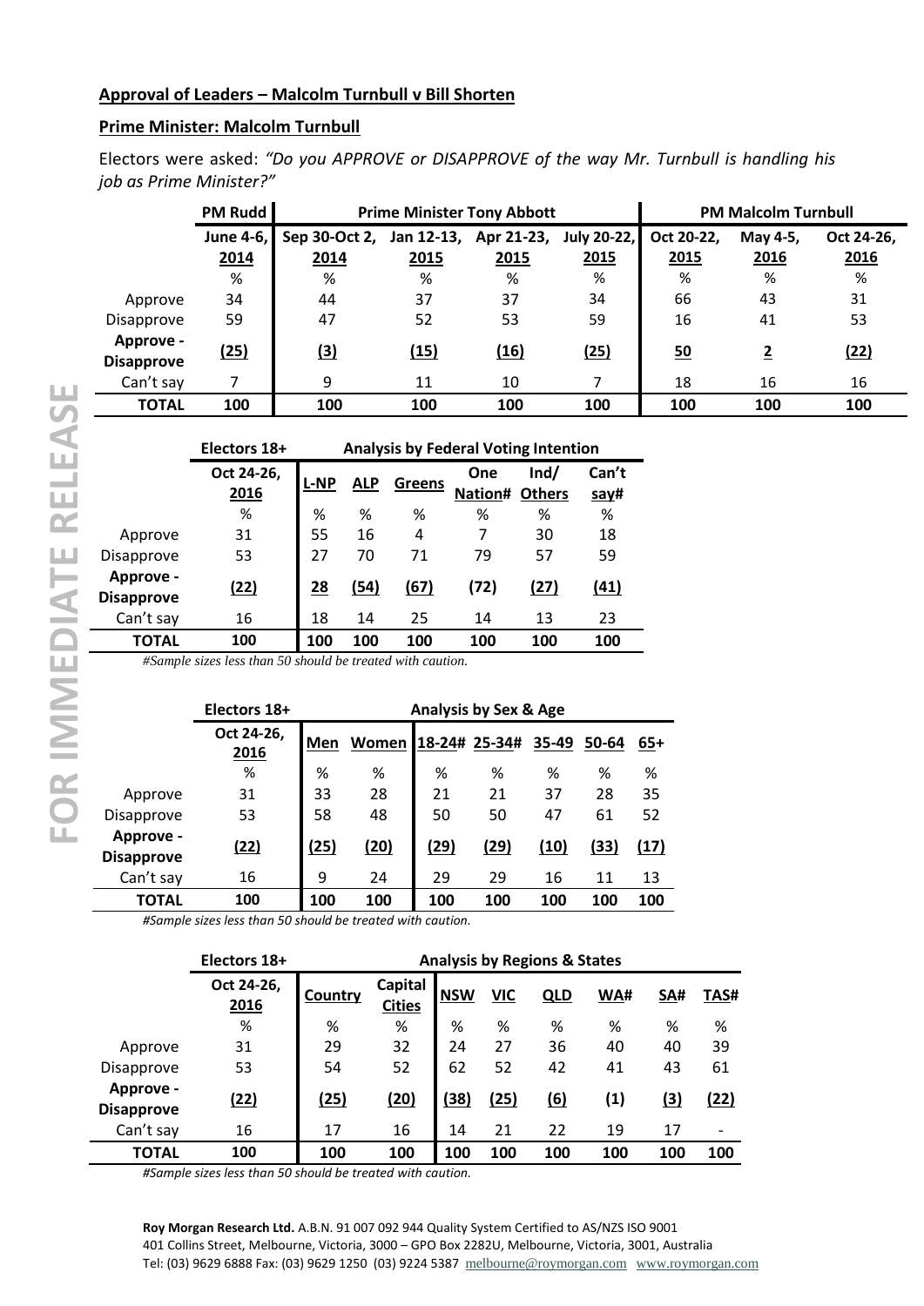**Approval of Leaders – Malcolm Turnbull v Bill Shorten**

**Prime Minister: Malcolm Turnbull**

Electors were asked: *"Do you APPROVE or DISAPPROVE of the way Mr. Turnbull is handling his job as Prime Minister?"*

| | PM Rudd | Prime Minister Tony Abbott | | | | PM Malcolm Turnbull | | |
|---|---|---|---|---|---|---|---|---|
| | June 4-6, 2014 | Sep 30-Oct 2, 2014 | Jan 12-13, 2015 | Apr 21-23, 2015 | July 20-22, 2015 | Oct 20-22, 2015 | May 4-5, 2016 | Oct 24-26, 2016 |
| | % | % | % | % | % | % | % | % |
| Approve | 34 | 44 | 37 | 37 | 34 | 66 | 43 | 31 |
| Disapprove | 59 | 47 | 52 | 53 | 59 | 16 | 41 | 53 |
| **Approve - Disapprove** | **(25)** | **(3)** | **(15)** | **(16)** | **(25)** | **50** | **2** | **(22)** |
| Can't say | 7 | 9 | 11 | 10 | 7 | 18 | 16 | 16 |
| **TOTAL** | **100** | **100** | **100** | **100** | **100** | **100** | **100** | **100** |

| | Electors 18+ | Analysis by Federal Voting Intention | | | | | |
|---|---|---|---|---|---|---|---|
| | Oct 24-26, 2016 | L-NP | ALP | Greens | One Nation# | Ind/ Others | Can't say# |
| | % | % | % | % | % | % | % |
| Approve | 31 | 55 | 16 | 4 | 7 | 30 | 18 |
| Disapprove | 53 | 27 | 70 | 71 | 79 | 57 | 59 |
| **Approve - Disapprove** | **(22)** | **28** | **(54)** | **(67)** | **(72)** | **(27)** | **(41)** |
| Can't say | 16 | 18 | 14 | 25 | 14 | 13 | 23 |
| **TOTAL** | **100** | **100** | **100** | **100** | **100** | **100** | **100** |

*#Sample sizes less than 50 should be treated with caution.*

| | Electors 18+ | Analysis by Sex & Age | | | | | | |
|---|---|---|---|---|---|---|---|---|
| | Oct 24-26, 2016 | Men | Women | 18-24# | 25-34# | 35-49 | 50-64 | 65+ |
| | % | % | % | % | % | % | % | % |
| Approve | 31 | 33 | 28 | 21 | 21 | 37 | 28 | 35 |
| Disapprove | 53 | 58 | 48 | 50 | 50 | 47 | 61 | 52 |
| **Approve - Disapprove** | **(22)** | **(25)** | **(20)** | **(29)** | **(29)** | **(10)** | **(33)** | **(17)** |
| Can't say | 16 | 9 | 24 | 29 | 29 | 16 | 11 | 13 |
| **TOTAL** | **100** | **100** | **100** | **100** | **100** | **100** | **100** | **100** |

*#Sample sizes less than 50 should be treated with caution.*

| | Electors 18+ | Analysis by Regions & States | | | | | | | |
|---|---|---|---|---|---|---|---|---|---|
| | Oct 24-26, 2016 | Country | Capital Cities | NSW | VIC | QLD | WA# | SA# | TAS# |
| | % | % | % | % | % | % | % | % | % |
| Approve | 31 | 29 | 32 | 24 | 27 | 36 | 40 | 40 | 39 |
| Disapprove | 53 | 54 | 52 | 62 | 52 | 42 | 41 | 43 | 61 |
| **Approve - Disapprove** | **(22)** | **(25)** | **(20)** | **(38)** | **(25)** | **(6)** | **(1)** | **(3)** | **(22)** |
| Can't say | 16 | 17 | 16 | 14 | 21 | 22 | 19 | 17 | - |
| **TOTAL** | **100** | **100** | **100** | **100** | **100** | **100** | **100** | **100** | **100** |

*#Sample sizes less than 50 should be treated with caution.*

**Roy Morgan Research Ltd.** A.B.N. 91 007 092 944 Quality System Certified to AS/NZS ISO 9001
401 Collins Street, Melbourne, Victoria, 3000 – GPO Box 2282U, Melbourne, Victoria, 3001, Australia
Tel: (03) 9629 6888 Fax: (03) 9629 1250 (03) 9224 5387 melbourne@roymorgan.com www.roymorgan.com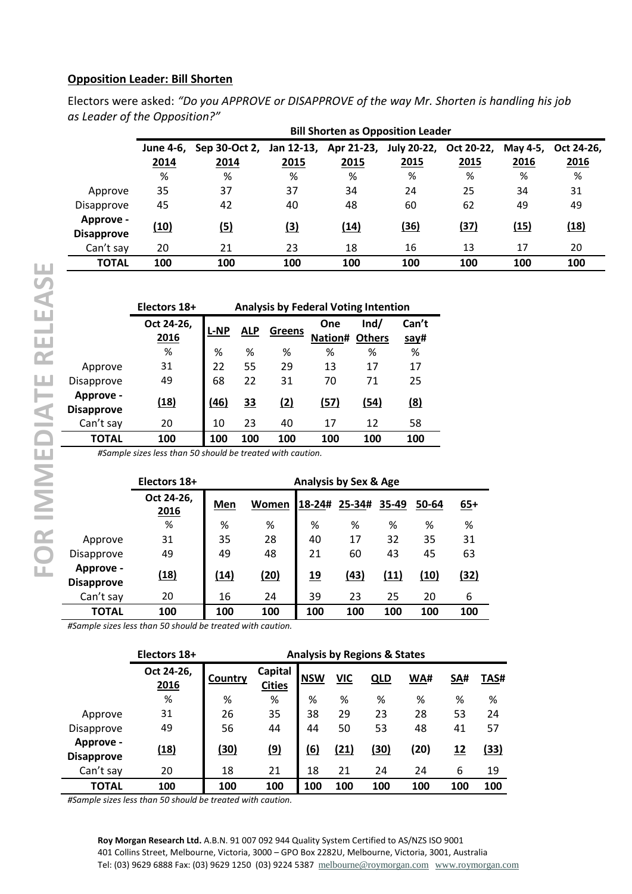**Opposition Leader: Bill Shorten**

Electors were asked: *"Do you APPROVE or DISAPPROVE of the way Mr. Shorten is handling his job as Leader of the Opposition?"*

| | Bill Shorten as Opposition Leader | | | | | | | |
|---|---|---|---|---|---|---|---|---|
| | June 4-6, 2014 | Sep 30-Oct 2, 2014 | Jan 12-13, 2015 | Apr 21-23, 2015 | July 20-22, 2015 | Oct 20-22, 2015 | May 4-5, 2016 | Oct 24-26, 2016 |
| | % | % | % | % | % | % | % | % |
| Approve | 35 | 37 | 37 | 34 | 24 | 25 | 34 | 31 |
| Disapprove | 45 | 42 | 40 | 48 | 60 | 62 | 49 | 49 |
| **Approve - Disapprove** | (10) | (5) | (3) | (14) | (36) | (37) | (15) | (18) |
| Can't say | 20 | 21 | 23 | 18 | 16 | 13 | 17 | 20 |
| **TOTAL** | **100** | **100** | **100** | **100** | **100** | **100** | **100** | **100** |

| | Electors 18+ | Analysis by Federal Voting Intention | | | | | |
|---|---|---|---|---|---|---|---|
| | Oct 24-26, 2016 | L-NP | ALP | Greens | One Nation# | Ind/ Others | Can't say# |
| | % | % | % | % | % | % | % |
| Approve | 31 | 22 | 55 | 29 | 13 | 17 | 17 |
| Disapprove | 49 | 68 | 22 | 31 | 70 | 71 | 25 |
| **Approve - Disapprove** | (18) | (46) | 33 | (2) | (57) | (54) | (8) |
| Can't say | 20 | 10 | 23 | 40 | 17 | 12 | 58 |
| **TOTAL** | **100** | **100** | **100** | **100** | **100** | **100** | **100** |

*#Sample sizes less than 50 should be treated with caution.*

| | Electors 18+ | Analysis by Sex & Age | | | | | | |
|---|---|---|---|---|---|---|---|---|
| | Oct 24-26, 2016 | Men | Women | 18-24# | 25-34# | 35-49 | 50-64 | 65+ |
| | % | % | % | % | % | % | % | % |
| Approve | 31 | 35 | 28 | 40 | 17 | 32 | 35 | 31 |
| Disapprove | 49 | 49 | 48 | 21 | 60 | 43 | 45 | 63 |
| **Approve - Disapprove** | (18) | (14) | (20) | 19 | (43) | (11) | (10) | (32) |
| Can't say | 20 | 16 | 24 | 39 | 23 | 25 | 20 | 6 |
| **TOTAL** | **100** | **100** | **100** | **100** | **100** | **100** | **100** | **100** |

*#Sample sizes less than 50 should be treated with caution.*

| | Electors 18+ | Analysis by Regions & States | | | | | | | |
|---|---|---|---|---|---|---|---|---|---|
| | Oct 24-26, 2016 | Country | Capital Cities | NSW | VIC | QLD | WA# | SA# | TAS# |
| | % | % | % | % | % | % | % | % | % |
| Approve | 31 | 26 | 35 | 38 | 29 | 23 | 28 | 53 | 24 |
| Disapprove | 49 | 56 | 44 | 44 | 50 | 53 | 48 | 41 | 57 |
| **Approve - Disapprove** | (18) | (30) | (9) | (6) | (21) | (30) | (20) | 12 | (33) |
| Can't say | 20 | 18 | 21 | 18 | 21 | 24 | 24 | 6 | 19 |
| **TOTAL** | **100** | **100** | **100** | **100** | **100** | **100** | **100** | **100** | **100** |

*#Sample sizes less than 50 should be treated with caution.*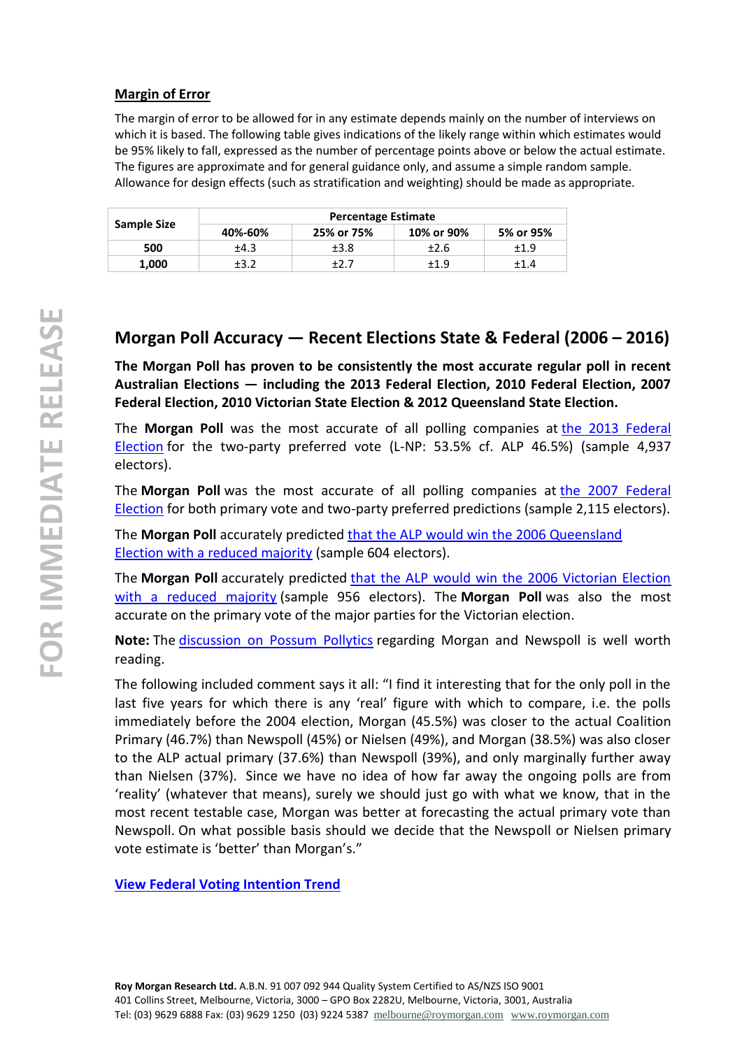## Margin of Error

The margin of error to be allowed for in any estimate depends mainly on the number of interviews on which it is based. The following table gives indications of the likely range within which estimates would be 95% likely to fall, expressed as the number of percentage points above or below the actual estimate. The figures are approximate and for general guidance only, and assume a simple random sample. Allowance for design effects (such as stratification and weighting) should be made as appropriate.

| Sample Size | Percentage Estimate | | | |
|---|---|---|---|---|
| | 40%-60% | 25% or 75% | 10% or 90% | 5% or 95% |
| 500 | ±4.3 | ±3.8 | ±2.6 | ±1.9 |
| 1,000 | ±3.2 | ±2.7 | ±1.9 | ±1.4 |

## Morgan Poll Accuracy — Recent Elections State & Federal (2006 – 2016)

**The Morgan Poll has proven to be consistently the most accurate regular poll in recent Australian Elections — including the 2013 Federal Election, 2010 Federal Election, 2007 Federal Election, 2010 Victorian State Election & 2012 Queensland State Election.**

The **Morgan Poll** was the most accurate of all polling companies at the 2013 Federal Election for the two-party preferred vote (L-NP: 53.5% cf. ALP 46.5%) (sample 4,937 electors).

The **Morgan Poll** was the most accurate of all polling companies at the 2007 Federal Election for both primary vote and two-party preferred predictions (sample 2,115 electors).

The **Morgan Poll** accurately predicted that the ALP would win the 2006 Queensland Election with a reduced majority (sample 604 electors).

The **Morgan Poll** accurately predicted that the ALP would win the 2006 Victorian Election with a reduced majority (sample 956 electors). The **Morgan Poll** was also the most accurate on the primary vote of the major parties for the Victorian election.

**Note:** The discussion on Possum Pollytics regarding Morgan and Newspoll is well worth reading.

The following included comment says it all: "I find it interesting that for the only poll in the last five years for which there is any 'real' figure with which to compare, i.e. the polls immediately before the 2004 election, Morgan (45.5%) was closer to the actual Coalition Primary (46.7%) than Newspoll (45%) or Nielsen (49%), and Morgan (38.5%) was also closer to the ALP actual primary (37.6%) than Newspoll (39%), and only marginally further away than Nielsen (37%). Since we have no idea of how far away the ongoing polls are from 'reality' (whatever that means), surely we should just go with what we know, that in the most recent testable case, Morgan was better at forecasting the actual primary vote than Newspoll. On what possible basis should we decide that the Newspoll or Nielsen primary vote estimate is 'better' than Morgan's."

**View Federal Voting Intention Trend**